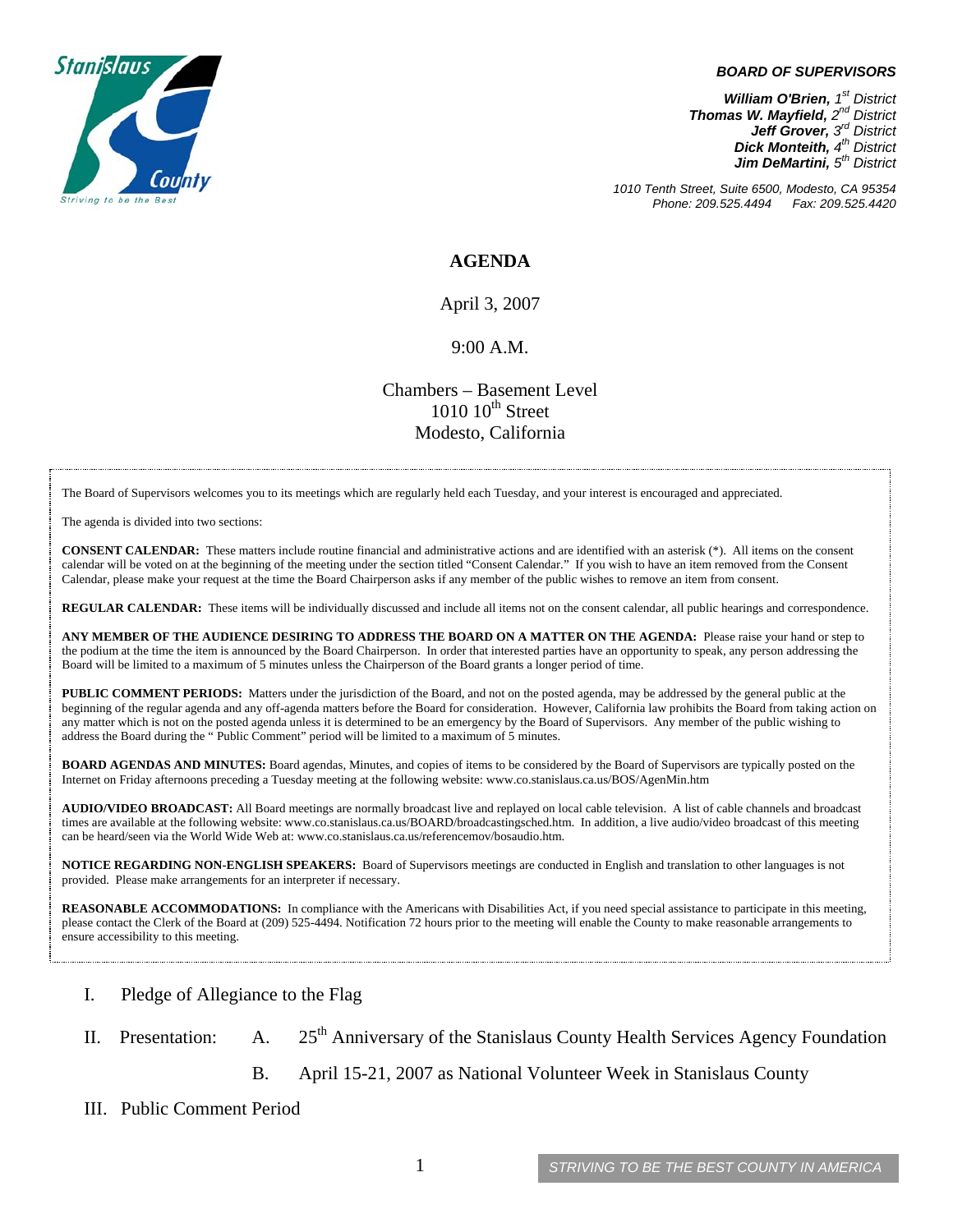Stanislaus County
Striving to be the Best

***BOARD OF SUPERVISORS***

***William O'Brien,** 1st District*
***Thomas W. Mayfield,** 2nd District*
***Jeff Grover,** 3rd District*
***Dick Monteith,** 4th District*
***Jim DeMartini,** 5th District*

*1010 Tenth Street, Suite 6500, Modesto, CA 95354*
*Phone: 209.525.4494 Fax: 209.525.4420*

# AGENDA

April 3, 2007

9:00 A.M.

Chambers – Basement Level
1010 10th Street
Modesto, California

The Board of Supervisors welcomes you to its meetings which are regularly held each Tuesday, and your interest is encouraged and appreciated.

The agenda is divided into two sections:

**CONSENT CALENDAR:** These matters include routine financial and administrative actions and are identified with an asterisk (*). All items on the consent calendar will be voted on at the beginning of the meeting under the section titled "Consent Calendar." If you wish to have an item removed from the Consent Calendar, please make your request at the time the Board Chairperson asks if any member of the public wishes to remove an item from consent.

**REGULAR CALENDAR:** These items will be individually discussed and include all items not on the consent calendar, all public hearings and correspondence.

**ANY MEMBER OF THE AUDIENCE DESIRING TO ADDRESS THE BOARD ON A MATTER ON THE AGENDA:** Please raise your hand or step to the podium at the time the item is announced by the Board Chairperson. In order that interested parties have an opportunity to speak, any person addressing the Board will be limited to a maximum of 5 minutes unless the Chairperson of the Board grants a longer period of time.

**PUBLIC COMMENT PERIODS:** Matters under the jurisdiction of the Board, and not on the posted agenda, may be addressed by the general public at the beginning of the regular agenda and any off-agenda matters before the Board for consideration. However, California law prohibits the Board from taking action on any matter which is not on the posted agenda unless it is determined to be an emergency by the Board of Supervisors. Any member of the public wishing to address the Board during the " Public Comment" period will be limited to a maximum of 5 minutes.

**BOARD AGENDAS AND MINUTES:** Board agendas, Minutes, and copies of items to be considered by the Board of Supervisors are typically posted on the Internet on Friday afternoons preceding a Tuesday meeting at the following website: www.co.stanislaus.ca.us/BOS/AgenMin.htm

**AUDIO/VIDEO BROADCAST:** All Board meetings are normally broadcast live and replayed on local cable television. A list of cable channels and broadcast times are available at the following website: www.co.stanislaus.ca.us/BOARD/broadcastingsched.htm. In addition, a live audio/video broadcast of this meeting can be heard/seen via the World Wide Web at: www.co.stanislaus.ca.us/referencemov/bosaudio.htm.

**NOTICE REGARDING NON-ENGLISH SPEAKERS:** Board of Supervisors meetings are conducted in English and translation to other languages is not provided. Please make arrangements for an interpreter if necessary.

**REASONABLE ACCOMMODATIONS:** In compliance with the Americans with Disabilities Act, if you need special assistance to participate in this meeting, please contact the Clerk of the Board at (209) 525-4494. Notification 72 hours prior to the meeting will enable the County to make reasonable arrangements to ensure accessibility to this meeting.

I. Pledge of Allegiance to the Flag

II. Presentation:
   A. 25th Anniversary of the Stanislaus County Health Services Agency Foundation
   B. April 15-21, 2007 as National Volunteer Week in Stanislaus County

III. Public Comment Period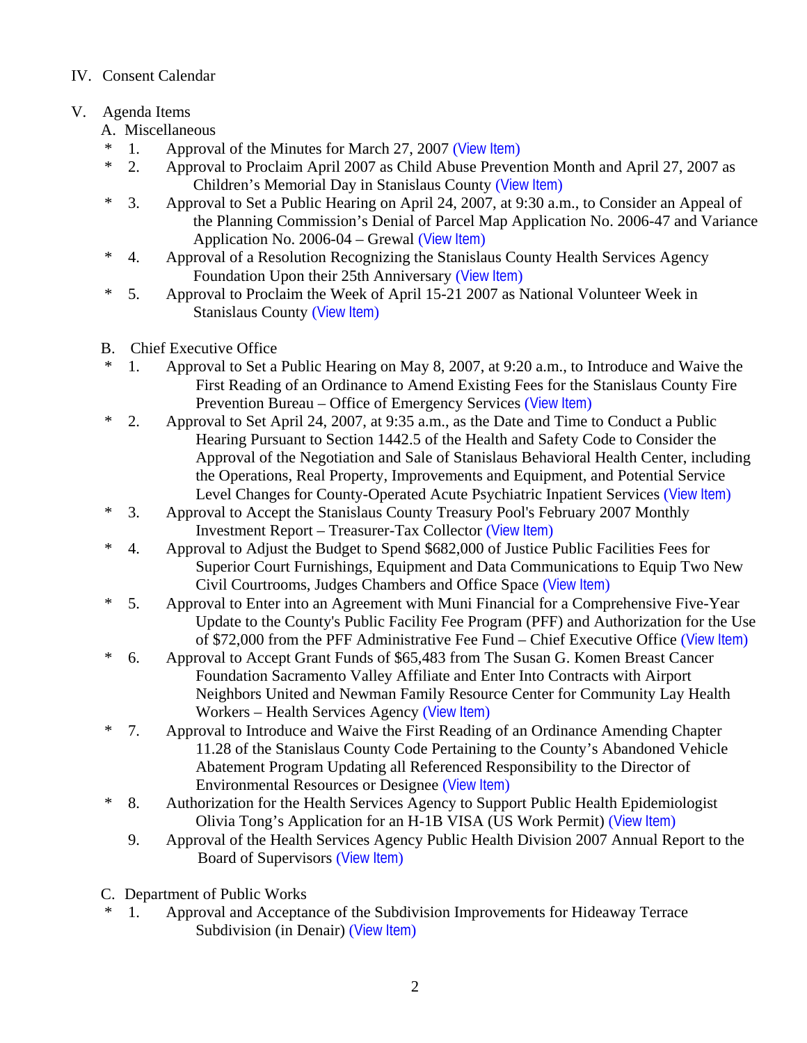IV. Consent Calendar

V. Agenda Items

A. Miscellaneous

- \* 1. Approval of the Minutes for March 27, 2007 (View Item)
- \* 2. Approval to Proclaim April 2007 as Child Abuse Prevention Month and April 27, 2007 as Children's Memorial Day in Stanislaus County (View Item)
- \* 3. Approval to Set a Public Hearing on April 24, 2007, at 9:30 a.m., to Consider an Appeal of the Planning Commission's Denial of Parcel Map Application No. 2006-47 and Variance Application No. 2006-04 – Grewal (View Item)
- \* 4. Approval of a Resolution Recognizing the Stanislaus County Health Services Agency Foundation Upon their 25th Anniversary (View Item)
- \* 5. Approval to Proclaim the Week of April 15-21 2007 as National Volunteer Week in Stanislaus County (View Item)

B. Chief Executive Office

- \* 1. Approval to Set a Public Hearing on May 8, 2007, at 9:20 a.m., to Introduce and Waive the First Reading of an Ordinance to Amend Existing Fees for the Stanislaus County Fire Prevention Bureau – Office of Emergency Services (View Item)
- \* 2. Approval to Set April 24, 2007, at 9:35 a.m., as the Date and Time to Conduct a Public Hearing Pursuant to Section 1442.5 of the Health and Safety Code to Consider the Approval of the Negotiation and Sale of Stanislaus Behavioral Health Center, including the Operations, Real Property, Improvements and Equipment, and Potential Service Level Changes for County-Operated Acute Psychiatric Inpatient Services (View Item)
- \* 3. Approval to Accept the Stanislaus County Treasury Pool's February 2007 Monthly Investment Report – Treasurer-Tax Collector (View Item)
- \* 4. Approval to Adjust the Budget to Spend $682,000 of Justice Public Facilities Fees for Superior Court Furnishings, Equipment and Data Communications to Equip Two New Civil Courtrooms, Judges Chambers and Office Space (View Item)
- \* 5. Approval to Enter into an Agreement with Muni Financial for a Comprehensive Five-Year Update to the County's Public Facility Fee Program (PFF) and Authorization for the Use of $72,000 from the PFF Administrative Fee Fund – Chief Executive Office (View Item)
- \* 6. Approval to Accept Grant Funds of $65,483 from The Susan G. Komen Breast Cancer Foundation Sacramento Valley Affiliate and Enter Into Contracts with Airport Neighbors United and Newman Family Resource Center for Community Lay Health Workers – Health Services Agency (View Item)
- \* 7. Approval to Introduce and Waive the First Reading of an Ordinance Amending Chapter 11.28 of the Stanislaus County Code Pertaining to the County's Abandoned Vehicle Abatement Program Updating all Referenced Responsibility to the Director of Environmental Resources or Designee (View Item)
- \* 8. Authorization for the Health Services Agency to Support Public Health Epidemiologist Olivia Tong's Application for an H-1B VISA (US Work Permit) (View Item)
- 9. Approval of the Health Services Agency Public Health Division 2007 Annual Report to the Board of Supervisors (View Item)

C. Department of Public Works

- \* 1. Approval and Acceptance of the Subdivision Improvements for Hideaway Terrace Subdivision (in Denair) (View Item)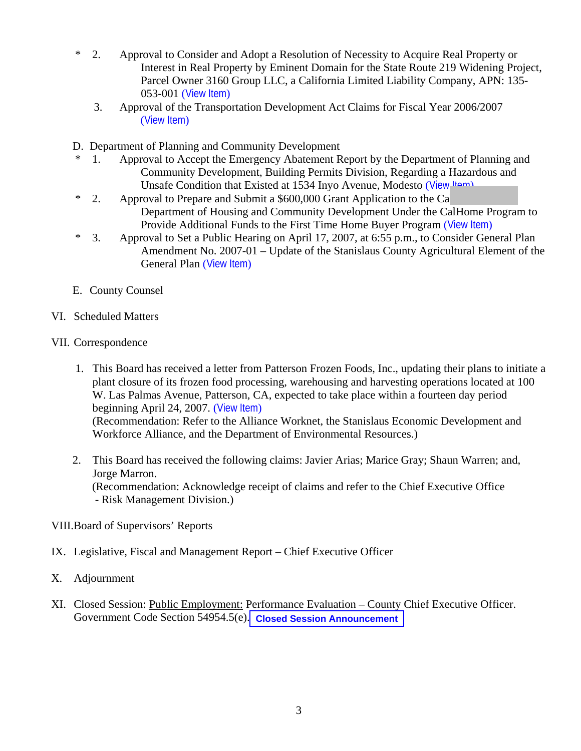\* 2. Approval to Consider and Adopt a Resolution of Necessity to Acquire Real Property or Interest in Real Property by Eminent Domain for the State Route 219 Widening Project, Parcel Owner 3160 Group LLC, a California Limited Liability Company, APN: 135-053-001 (View Item)

3. Approval of the Transportation Development Act Claims for Fiscal Year 2006/2007 (View Item)

D. Department of Planning and Community Development

\* 1. Approval to Accept the Emergency Abatement Report by the Department of Planning and Community Development, Building Permits Division, Regarding a Hazardous and Unsafe Condition that Existed at 1534 Inyo Avenue, Modesto (View Item)

\* 2. Approval to Prepare and Submit a $600,000 Grant Application to the Ca Department of Housing and Community Development Under the CalHome Program to Provide Additional Funds to the First Time Home Buyer Program (View Item)

\* 3. Approval to Set a Public Hearing on April 17, 2007, at 6:55 p.m., to Consider General Plan Amendment No. 2007-01 – Update of the Stanislaus County Agricultural Element of the General Plan (View Item)

E. County Counsel

VI. Scheduled Matters

VII. Correspondence

1. This Board has received a letter from Patterson Frozen Foods, Inc., updating their plans to initiate a plant closure of its frozen food processing, warehousing and harvesting operations located at 100 W. Las Palmas Avenue, Patterson, CA, expected to take place within a fourteen day period beginning April 24, 2007. (View Item)
(Recommendation: Refer to the Alliance Worknet, the Stanislaus Economic Development and Workforce Alliance, and the Department of Environmental Resources.)

2. This Board has received the following claims: Javier Arias; Marice Gray; Shaun Warren; and, Jorge Marron.
(Recommendation: Acknowledge receipt of claims and refer to the Chief Executive Office - Risk Management Division.)

VIII. Board of Supervisors' Reports

IX. Legislative, Fiscal and Management Report – Chief Executive Officer

X. Adjournment

XI. Closed Session: Public Employment: Performance Evaluation – County Chief Executive Officer. Government Code Section 54954.5(e). **Closed Session Announcement**